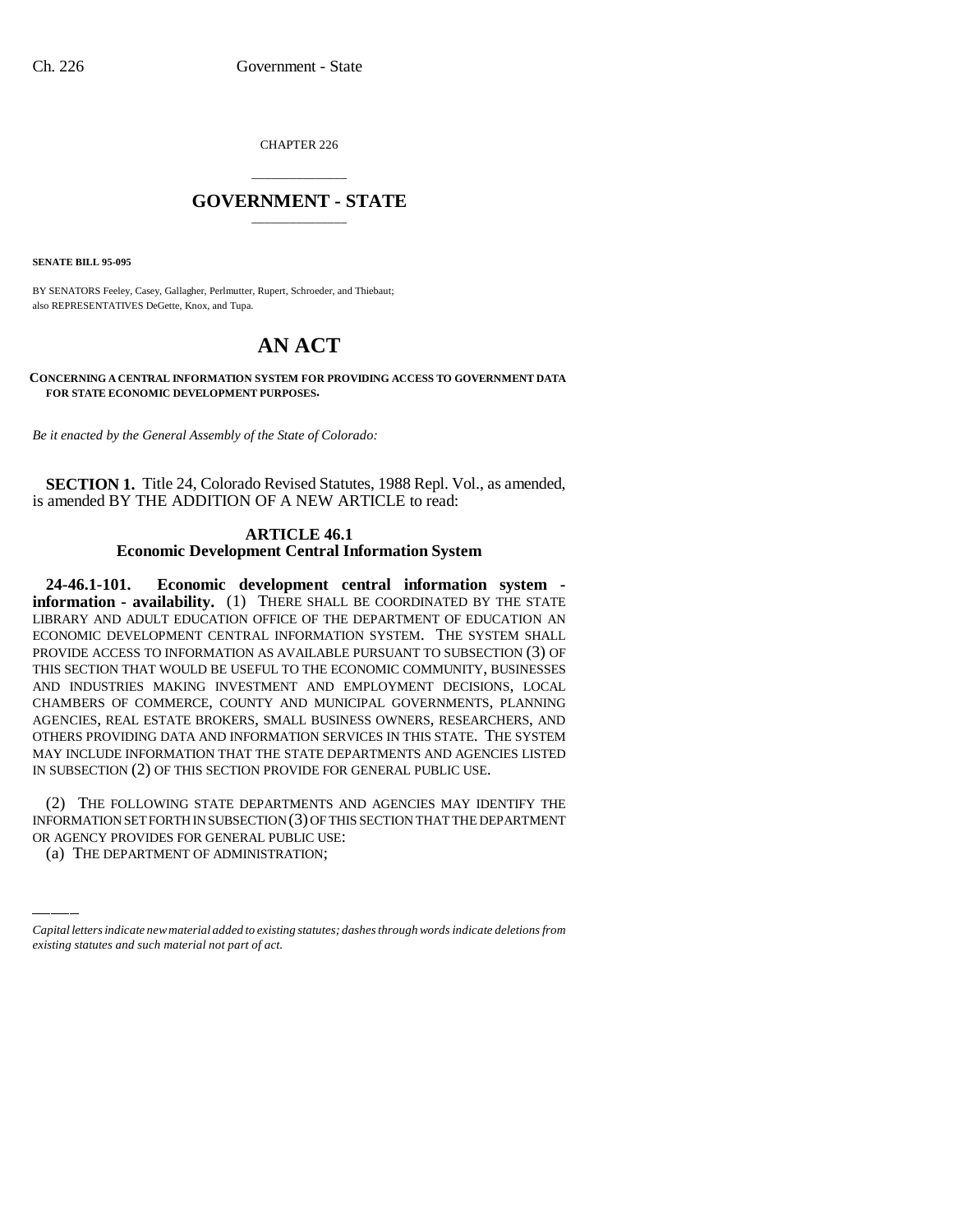CHAPTER 226

# GOVERNMENT - STATE

**SENATE BILL 95-095**

BY SENATORS Feeley, Casey, Gallagher, Perlmutter, Rupert, Schroeder, and Thiebaut; also REPRESENTATIVES DeGette, Knox, and Tupa.

# AN ACT

**CONCERNING A CENTRAL INFORMATION SYSTEM FOR PROVIDING ACCESS TO GOVERNMENT DATA FOR STATE ECONOMIC DEVELOPMENT PURPOSES.**

*Be it enacted by the General Assembly of the State of Colorado:*

**SECTION 1.** Title 24, Colorado Revised Statutes, 1988 Repl. Vol., as amended, is amended BY THE ADDITION OF A NEW ARTICLE to read:

## ARTICLE 46.1
## Economic Development Central Information System

**24-46.1-101. Economic development central information system - information - availability.** (1) THERE SHALL BE COORDINATED BY THE STATE LIBRARY AND ADULT EDUCATION OFFICE OF THE DEPARTMENT OF EDUCATION AN ECONOMIC DEVELOPMENT CENTRAL INFORMATION SYSTEM. THE SYSTEM SHALL PROVIDE ACCESS TO INFORMATION AS AVAILABLE PURSUANT TO SUBSECTION (3) OF THIS SECTION THAT WOULD BE USEFUL TO THE ECONOMIC COMMUNITY, BUSINESSES AND INDUSTRIES MAKING INVESTMENT AND EMPLOYMENT DECISIONS, LOCAL CHAMBERS OF COMMERCE, COUNTY AND MUNICIPAL GOVERNMENTS, PLANNING AGENCIES, REAL ESTATE BROKERS, SMALL BUSINESS OWNERS, RESEARCHERS, AND OTHERS PROVIDING DATA AND INFORMATION SERVICES IN THIS STATE. THE SYSTEM MAY INCLUDE INFORMATION THAT THE STATE DEPARTMENTS AND AGENCIES LISTED IN SUBSECTION (2) OF THIS SECTION PROVIDE FOR GENERAL PUBLIC USE.

(2) THE FOLLOWING STATE DEPARTMENTS AND AGENCIES MAY IDENTIFY THE INFORMATION SET FORTH IN SUBSECTION (3) OF THIS SECTION THAT THE DEPARTMENT OR AGENCY PROVIDES FOR GENERAL PUBLIC USE:

(a) THE DEPARTMENT OF ADMINISTRATION;

*Capital letters indicate new material added to existing statutes; dashes through words indicate deletions from existing statutes and such material not part of act.*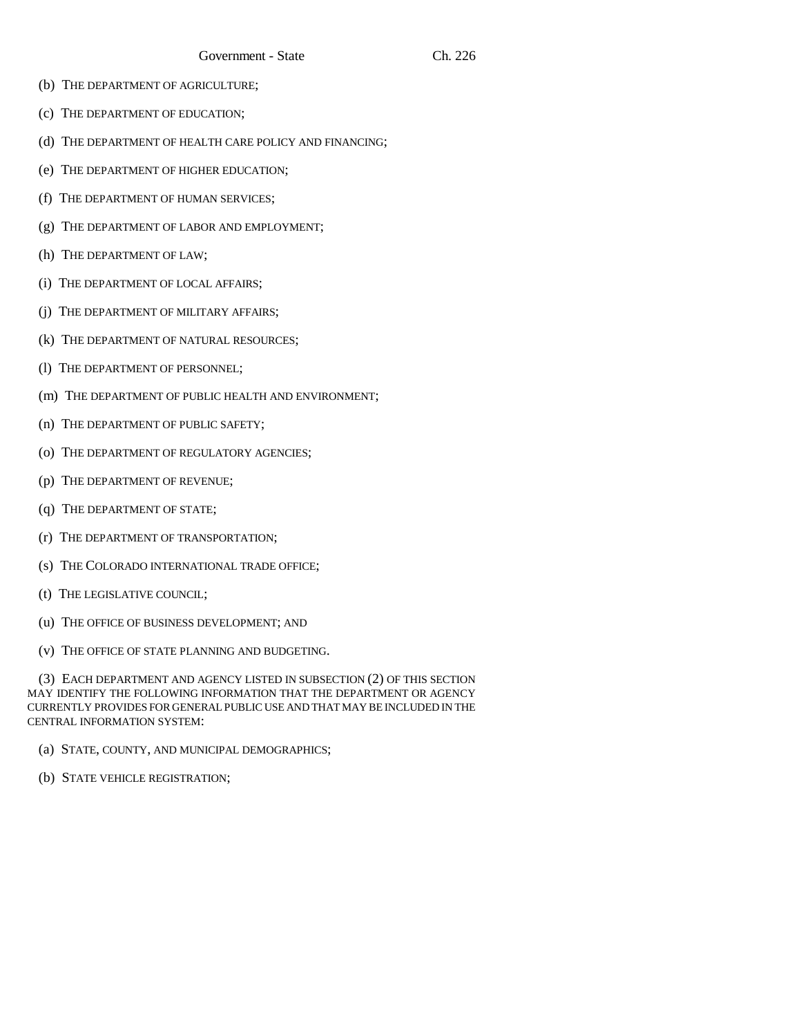(b) THE DEPARTMENT OF AGRICULTURE;

(c) THE DEPARTMENT OF EDUCATION;

(d) THE DEPARTMENT OF HEALTH CARE POLICY AND FINANCING;

(e) THE DEPARTMENT OF HIGHER EDUCATION;

(f) THE DEPARTMENT OF HUMAN SERVICES;

(g) THE DEPARTMENT OF LABOR AND EMPLOYMENT;

(h) THE DEPARTMENT OF LAW;

(i) THE DEPARTMENT OF LOCAL AFFAIRS;

(j) THE DEPARTMENT OF MILITARY AFFAIRS;

(k) THE DEPARTMENT OF NATURAL RESOURCES;

(l) THE DEPARTMENT OF PERSONNEL;

(m) THE DEPARTMENT OF PUBLIC HEALTH AND ENVIRONMENT;

(n) THE DEPARTMENT OF PUBLIC SAFETY;

(o) THE DEPARTMENT OF REGULATORY AGENCIES;

(p) THE DEPARTMENT OF REVENUE;

(q) THE DEPARTMENT OF STATE;

(r) THE DEPARTMENT OF TRANSPORTATION;

(s) THE COLORADO INTERNATIONAL TRADE OFFICE;

(t) THE LEGISLATIVE COUNCIL;

(u) THE OFFICE OF BUSINESS DEVELOPMENT; AND

(v) THE OFFICE OF STATE PLANNING AND BUDGETING.

(3) EACH DEPARTMENT AND AGENCY LISTED IN SUBSECTION (2) OF THIS SECTION MAY IDENTIFY THE FOLLOWING INFORMATION THAT THE DEPARTMENT OR AGENCY CURRENTLY PROVIDES FOR GENERAL PUBLIC USE AND THAT MAY BE INCLUDED IN THE CENTRAL INFORMATION SYSTEM:

(a) STATE, COUNTY, AND MUNICIPAL DEMOGRAPHICS;

(b) STATE VEHICLE REGISTRATION;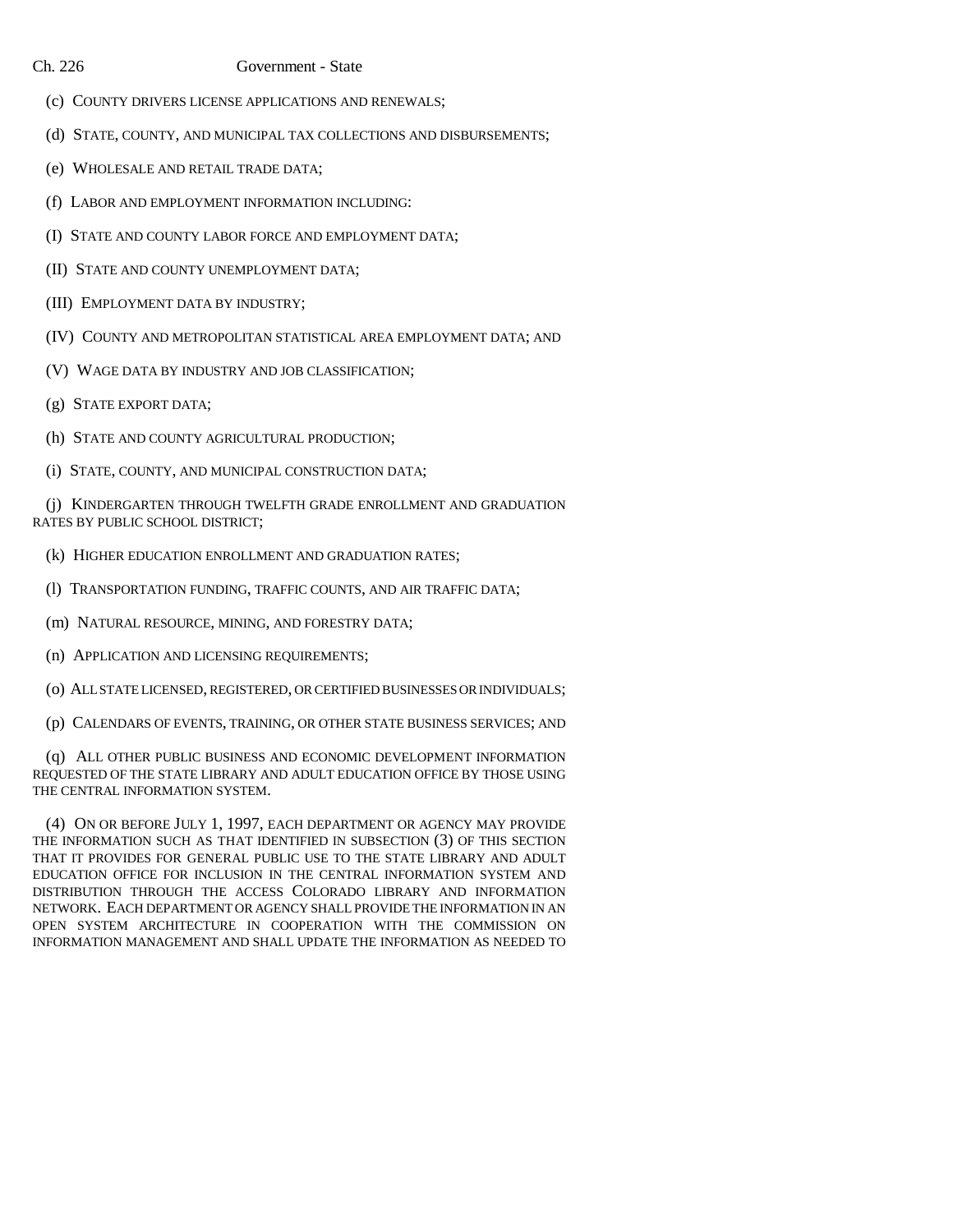(c) COUNTY DRIVERS LICENSE APPLICATIONS AND RENEWALS;

(d) STATE, COUNTY, AND MUNICIPAL TAX COLLECTIONS AND DISBURSEMENTS;

(e) WHOLESALE AND RETAIL TRADE DATA;

(f) LABOR AND EMPLOYMENT INFORMATION INCLUDING:

(I) STATE AND COUNTY LABOR FORCE AND EMPLOYMENT DATA;

(II) STATE AND COUNTY UNEMPLOYMENT DATA;

(III) EMPLOYMENT DATA BY INDUSTRY;

(IV) COUNTY AND METROPOLITAN STATISTICAL AREA EMPLOYMENT DATA; AND

(V) WAGE DATA BY INDUSTRY AND JOB CLASSIFICATION;

(g) STATE EXPORT DATA;

(h) STATE AND COUNTY AGRICULTURAL PRODUCTION;

(i) STATE, COUNTY, AND MUNICIPAL CONSTRUCTION DATA;

(j) KINDERGARTEN THROUGH TWELFTH GRADE ENROLLMENT AND GRADUATION RATES BY PUBLIC SCHOOL DISTRICT;

(k) HIGHER EDUCATION ENROLLMENT AND GRADUATION RATES;

(l) TRANSPORTATION FUNDING, TRAFFIC COUNTS, AND AIR TRAFFIC DATA;

(m) NATURAL RESOURCE, MINING, AND FORESTRY DATA;

(n) APPLICATION AND LICENSING REQUIREMENTS;

(o) ALL STATE LICENSED, REGISTERED, OR CERTIFIED BUSINESSES OR INDIVIDUALS;

(p) CALENDARS OF EVENTS, TRAINING, OR OTHER STATE BUSINESS SERVICES; AND

(q) ALL OTHER PUBLIC BUSINESS AND ECONOMIC DEVELOPMENT INFORMATION REQUESTED OF THE STATE LIBRARY AND ADULT EDUCATION OFFICE BY THOSE USING THE CENTRAL INFORMATION SYSTEM.

(4) ON OR BEFORE JULY 1, 1997, EACH DEPARTMENT OR AGENCY MAY PROVIDE THE INFORMATION SUCH AS THAT IDENTIFIED IN SUBSECTION (3) OF THIS SECTION THAT IT PROVIDES FOR GENERAL PUBLIC USE TO THE STATE LIBRARY AND ADULT EDUCATION OFFICE FOR INCLUSION IN THE CENTRAL INFORMATION SYSTEM AND DISTRIBUTION THROUGH THE ACCESS COLORADO LIBRARY AND INFORMATION NETWORK. EACH DEPARTMENT OR AGENCY SHALL PROVIDE THE INFORMATION IN AN OPEN SYSTEM ARCHITECTURE IN COOPERATION WITH THE COMMISSION ON INFORMATION MANAGEMENT AND SHALL UPDATE THE INFORMATION AS NEEDED TO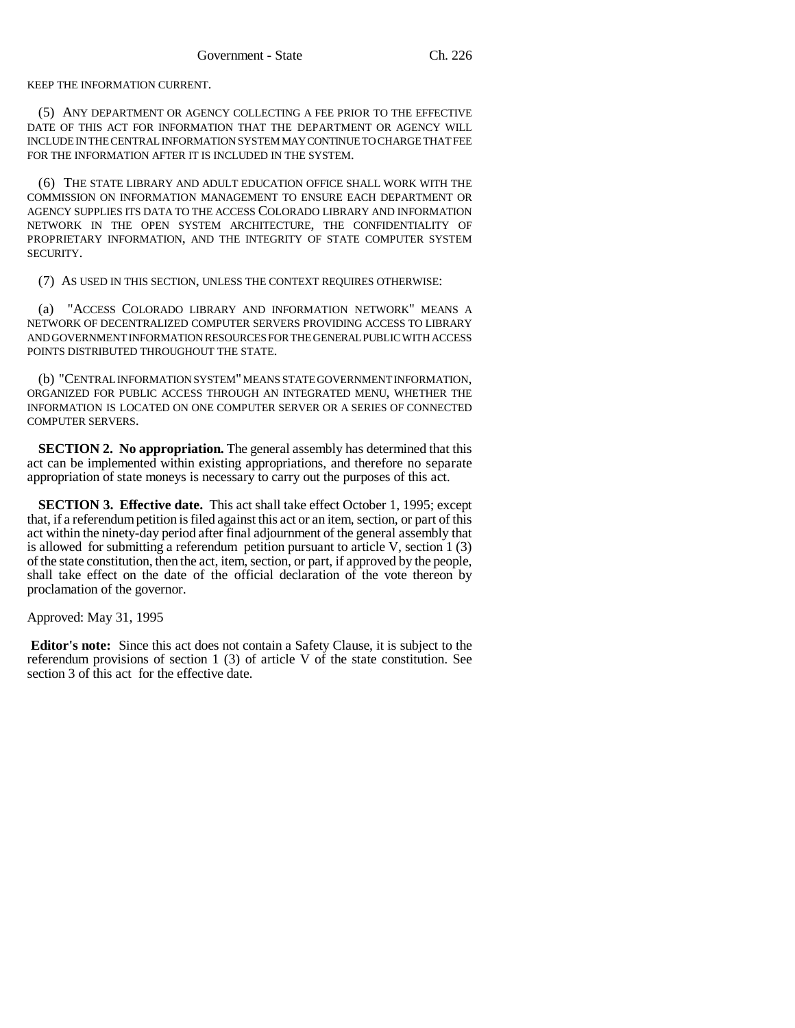KEEP THE INFORMATION CURRENT.

(5) ANY DEPARTMENT OR AGENCY COLLECTING A FEE PRIOR TO THE EFFECTIVE DATE OF THIS ACT FOR INFORMATION THAT THE DEPARTMENT OR AGENCY WILL INCLUDE IN THE CENTRAL INFORMATION SYSTEM MAY CONTINUE TO CHARGE THAT FEE FOR THE INFORMATION AFTER IT IS INCLUDED IN THE SYSTEM.

(6) THE STATE LIBRARY AND ADULT EDUCATION OFFICE SHALL WORK WITH THE COMMISSION ON INFORMATION MANAGEMENT TO ENSURE EACH DEPARTMENT OR AGENCY SUPPLIES ITS DATA TO THE ACCESS COLORADO LIBRARY AND INFORMATION NETWORK IN THE OPEN SYSTEM ARCHITECTURE, THE CONFIDENTIALITY OF PROPRIETARY INFORMATION, AND THE INTEGRITY OF STATE COMPUTER SYSTEM SECURITY.

(7) AS USED IN THIS SECTION, UNLESS THE CONTEXT REQUIRES OTHERWISE:

(a) "ACCESS COLORADO LIBRARY AND INFORMATION NETWORK" MEANS A NETWORK OF DECENTRALIZED COMPUTER SERVERS PROVIDING ACCESS TO LIBRARY AND GOVERNMENT INFORMATION RESOURCES FOR THE GENERAL PUBLIC WITH ACCESS POINTS DISTRIBUTED THROUGHOUT THE STATE.

(b) "CENTRAL INFORMATION SYSTEM" MEANS STATE GOVERNMENT INFORMATION, ORGANIZED FOR PUBLIC ACCESS THROUGH AN INTEGRATED MENU, WHETHER THE INFORMATION IS LOCATED ON ONE COMPUTER SERVER OR A SERIES OF CONNECTED COMPUTER SERVERS.

**SECTION 2. No appropriation.** The general assembly has determined that this act can be implemented within existing appropriations, and therefore no separate appropriation of state moneys is necessary to carry out the purposes of this act.

**SECTION 3. Effective date.** This act shall take effect October 1, 1995; except that, if a referendum petition is filed against this act or an item, section, or part of this act within the ninety-day period after final adjournment of the general assembly that is allowed for submitting a referendum petition pursuant to article V, section 1 (3) of the state constitution, then the act, item, section, or part, if approved by the people, shall take effect on the date of the official declaration of the vote thereon by proclamation of the governor.

Approved: May 31, 1995

**Editor's note:** Since this act does not contain a Safety Clause, it is subject to the referendum provisions of section 1 (3) of article V of the state constitution. See section 3 of this act for the effective date.